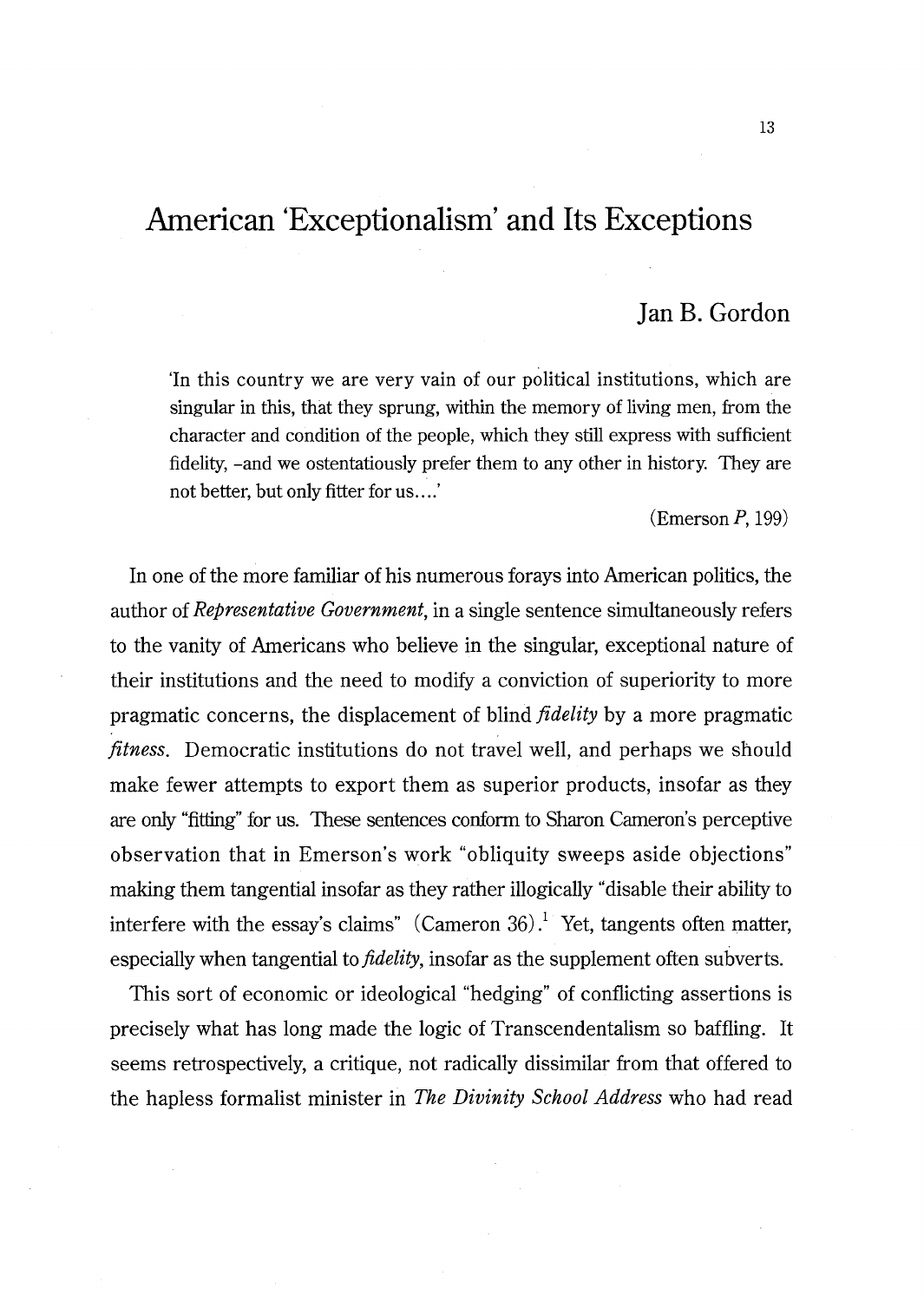# American 'Exceptionalism' and Its Exceptions

## Jan B. Gordon

> 'In this country we are very vain of our political institutions, which are singular in this, that they sprung, within the memory of living men, from the character and condition of the people, which they still express with sufficient fidelity, –and we ostentatiously prefer them to any other in history. They are not better, but only fitter for us....'
>
> (Emerson *P*, 199)

In one of the more familiar of his numerous forays into American politics, the author of *Representative Government*, in a single sentence simultaneously refers to the vanity of Americans who believe in the singular, exceptional nature of their institutions and the need to modify a conviction of superiority to more pragmatic concerns, the displacement of blind *fidelity* by a more pragmatic *fitness*. Democratic institutions do not travel well, and perhaps we should make fewer attempts to export them as superior products, insofar as they are only "fitting" for us. These sentences conform to Sharon Cameron's perceptive observation that in Emerson's work "obliquity sweeps aside objections" making them tangential insofar as they rather illogically "disable their ability to interfere with the essay's claims" (Cameron 36).[1] Yet, tangents often matter, especially when tangential to *fidelity*, insofar as the supplement often subverts.

This sort of economic or ideological "hedging" of conflicting assertions is precisely what has long made the logic of Transcendentalism so baffling. It seems retrospectively, a critique, not radically dissimilar from that offered to the hapless formalist minister in *The Divinity School Address* who had read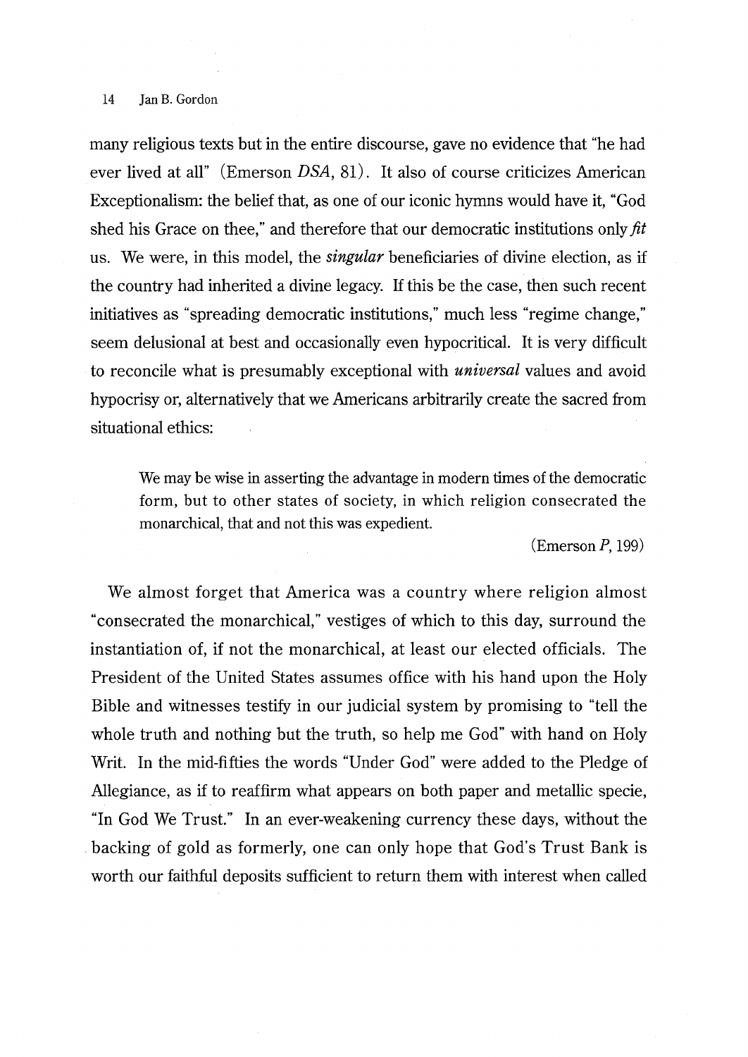many religious texts but in the entire discourse, gave no evidence that "he had ever lived at all" (Emerson *DSA*, 81). It also of course criticizes American Exceptionalism: the belief that, as one of our iconic hymns would have it, "God shed his Grace on thee," and therefore that our democratic institutions only *fit* us. We were, in this model, the *singular* beneficiaries of divine election, as if the country had inherited a divine legacy. If this be the case, then such recent initiatives as "spreading democratic institutions," much less "regime change," seem delusional at best and occasionally even hypocritical. It is very difficult to reconcile what is presumably exceptional with *universal* values and avoid hypocrisy or, alternatively that we Americans arbitrarily create the sacred from situational ethics:

> We may be wise in asserting the advantage in modern times of the democratic form, but to other states of society, in which religion consecrated the monarchical, that and not this was expedient.
>
> (Emerson *P*, 199)

We almost forget that America was a country where religion almost "consecrated the monarchical," vestiges of which to this day, surround the instantiation of, if not the monarchical, at least our elected officials. The President of the United States assumes office with his hand upon the Holy Bible and witnesses testify in our judicial system by promising to "tell the whole truth and nothing but the truth, so help me God" with hand on Holy Writ. In the mid-fifties the words "Under God" were added to the Pledge of Allegiance, as if to reaffirm what appears on both paper and metallic specie, "In God We Trust." In an ever-weakening currency these days, without the backing of gold as formerly, one can only hope that God's Trust Bank is worth our faithful deposits sufficient to return them with interest when called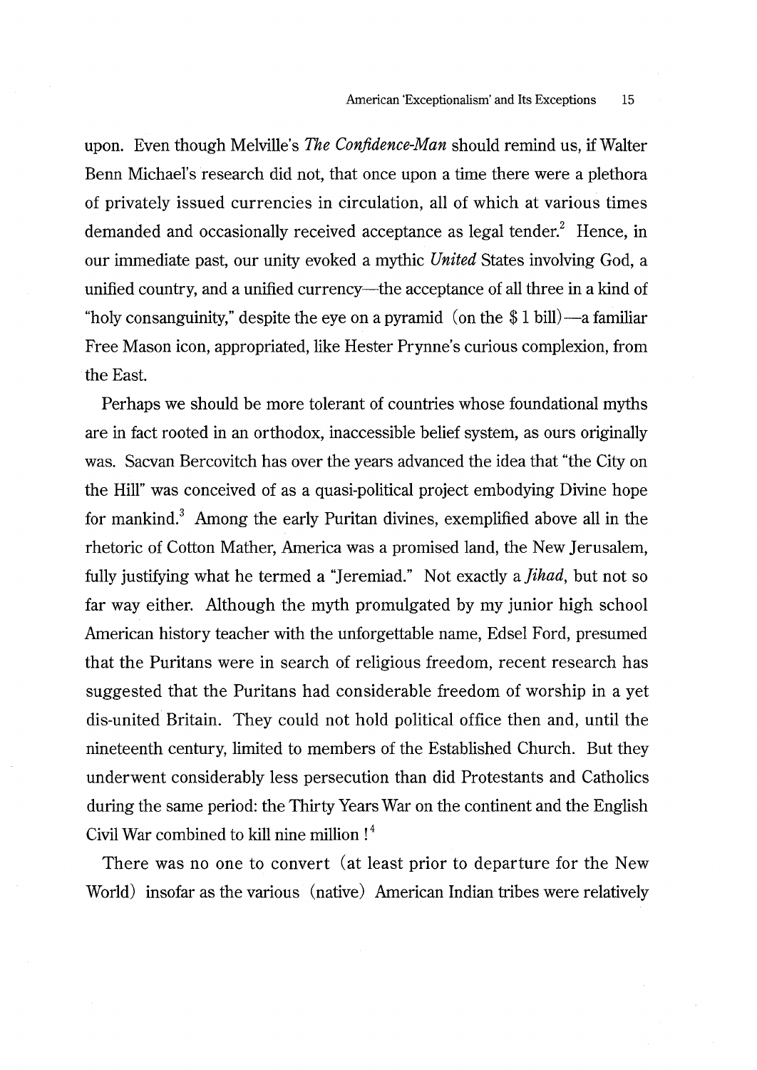upon. Even though Melville's *The Confidence-Man* should remind us, if Walter Benn Michael's research did not, that once upon a time there were a plethora of privately issued currencies in circulation, all of which at various times demanded and occasionally received acceptance as legal tender.[2] Hence, in our immediate past, our unity evoked a mythic *United* States involving God, a unified country, and a unified currency—the acceptance of all three in a kind of "holy consanguinity," despite the eye on a pyramid (on the $1 bill)—a familiar Free Mason icon, appropriated, like Hester Prynne's curious complexion, from the East.

Perhaps we should be more tolerant of countries whose foundational myths are in fact rooted in an orthodox, inaccessible belief system, as ours originally was. Sacvan Bercovitch has over the years advanced the idea that "the City on the Hill" was conceived of as a quasi-political project embodying Divine hope for mankind.[3] Among the early Puritan divines, exemplified above all in the rhetoric of Cotton Mather, America was a promised land, the New Jerusalem, fully justifying what he termed a "Jeremiad." Not exactly a *Jihad*, but not so far way either. Although the myth promulgated by my junior high school American history teacher with the unforgettable name, Edsel Ford, presumed that the Puritans were in search of religious freedom, recent research has suggested that the Puritans had considerable freedom of worship in a yet dis-united Britain. They could not hold political office then and, until the nineteenth century, limited to members of the Established Church. But they underwent considerably less persecution than did Protestants and Catholics during the same period: the Thirty Years War on the continent and the English Civil War combined to kill nine million ![4]

There was no one to convert (at least prior to departure for the New World) insofar as the various (native) American Indian tribes were relatively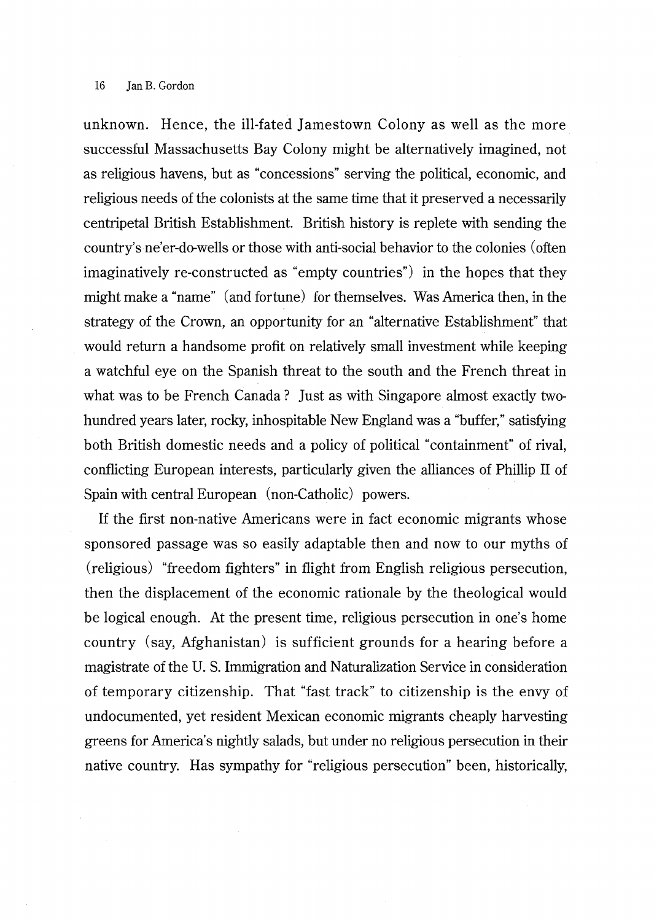unknown. Hence, the ill-fated Jamestown Colony as well as the more successful Massachusetts Bay Colony might be alternatively imagined, not as religious havens, but as "concessions" serving the political, economic, and religious needs of the colonists at the same time that it preserved a necessarily centripetal British Establishment. British history is replete with sending the country's ne'er-do-wells or those with anti-social behavior to the colonies (often imaginatively re-constructed as "empty countries") in the hopes that they might make a "name" (and fortune) for themselves. Was America then, in the strategy of the Crown, an opportunity for an "alternative Establishment" that would return a handsome profit on relatively small investment while keeping a watchful eye on the Spanish threat to the south and the French threat in what was to be French Canada? Just as with Singapore almost exactly two-hundred years later, rocky, inhospitable New England was a "buffer," satisfying both British domestic needs and a policy of political "containment" of rival, conflicting European interests, particularly given the alliances of Phillip II of Spain with central European (non-Catholic) powers.

If the first non-native Americans were in fact economic migrants whose sponsored passage was so easily adaptable then and now to our myths of (religious) "freedom fighters" in flight from English religious persecution, then the displacement of the economic rationale by the theological would be logical enough. At the present time, religious persecution in one's home country (say, Afghanistan) is sufficient grounds for a hearing before a magistrate of the U. S. Immigration and Naturalization Service in consideration of temporary citizenship. That "fast track" to citizenship is the envy of undocumented, yet resident Mexican economic migrants cheaply harvesting greens for America's nightly salads, but under no religious persecution in their native country. Has sympathy for "religious persecution" been, historically,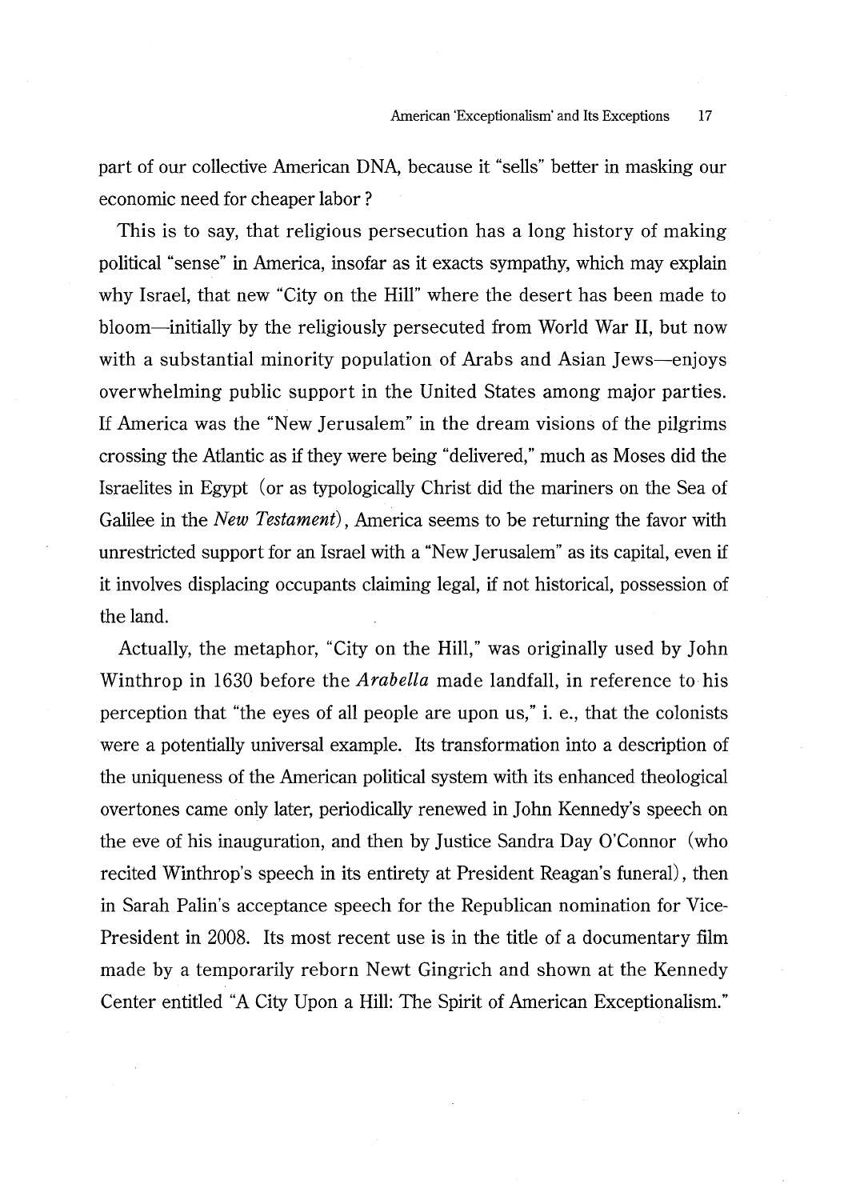part of our collective American DNA, because it "sells" better in masking our economic need for cheaper labor ?

This is to say, that religious persecution has a long history of making political "sense" in America, insofar as it exacts sympathy, which may explain why Israel, that new "City on the Hill" where the desert has been made to bloom—initially by the religiously persecuted from World War II, but now with a substantial minority population of Arabs and Asian Jews—enjoys overwhelming public support in the United States among major parties. If America was the "New Jerusalem" in the dream visions of the pilgrims crossing the Atlantic as if they were being "delivered," much as Moses did the Israelites in Egypt (or as typologically Christ did the mariners on the Sea of Galilee in the *New Testament*), America seems to be returning the favor with unrestricted support for an Israel with a "New Jerusalem" as its capital, even if it involves displacing occupants claiming legal, if not historical, possession of the land.

Actually, the metaphor, "City on the Hill," was originally used by John Winthrop in 1630 before the *Arabella* made landfall, in reference to his perception that "the eyes of all people are upon us," i. e., that the colonists were a potentially universal example. Its transformation into a description of the uniqueness of the American political system with its enhanced theological overtones came only later, periodically renewed in John Kennedy's speech on the eve of his inauguration, and then by Justice Sandra Day O'Connor (who recited Winthrop's speech in its entirety at President Reagan's funeral), then in Sarah Palin's acceptance speech for the Republican nomination for Vice-President in 2008. Its most recent use is in the title of a documentary film made by a temporarily reborn Newt Gingrich and shown at the Kennedy Center entitled "A City Upon a Hill: The Spirit of American Exceptionalism."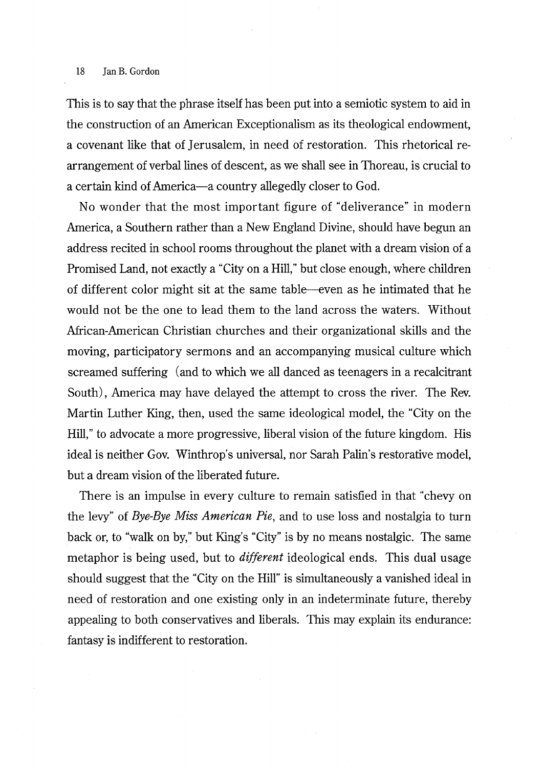This is to say that the phrase itself has been put into a semiotic system to aid in the construction of an American Exceptionalism as its theological endowment, a covenant like that of Jerusalem, in need of restoration. This rhetorical re-arrangement of verbal lines of descent, as we shall see in Thoreau, is crucial to a certain kind of America—a country allegedly closer to God.

No wonder that the most important figure of "deliverance" in modern America, a Southern rather than a New England Divine, should have begun an address recited in school rooms throughout the planet with a dream vision of a Promised Land, not exactly a "City on a Hill," but close enough, where children of different color might sit at the same table—even as he intimated that he would not be the one to lead them to the land across the waters. Without African-American Christian churches and their organizational skills and the moving, participatory sermons and an accompanying musical culture which screamed suffering (and to which we all danced as teenagers in a recalcitrant South), America may have delayed the attempt to cross the river. The Rev. Martin Luther King, then, used the same ideological model, the "City on the Hill," to advocate a more progressive, liberal vision of the future kingdom. His ideal is neither Gov. Winthrop's universal, nor Sarah Palin's restorative model, but a dream vision of the liberated future.

There is an impulse in every culture to remain satisfied in that "chevy on the levy" of *Bye-Bye Miss American Pie*, and to use loss and nostalgia to turn back or, to "walk on by," but King's "City" is by no means nostalgic. The same metaphor is being used, but to *different* ideological ends. This dual usage should suggest that the "City on the Hill" is simultaneously a vanished ideal in need of restoration and one existing only in an indeterminate future, thereby appealing to both conservatives and liberals. This may explain its endurance: fantasy is indifferent to restoration.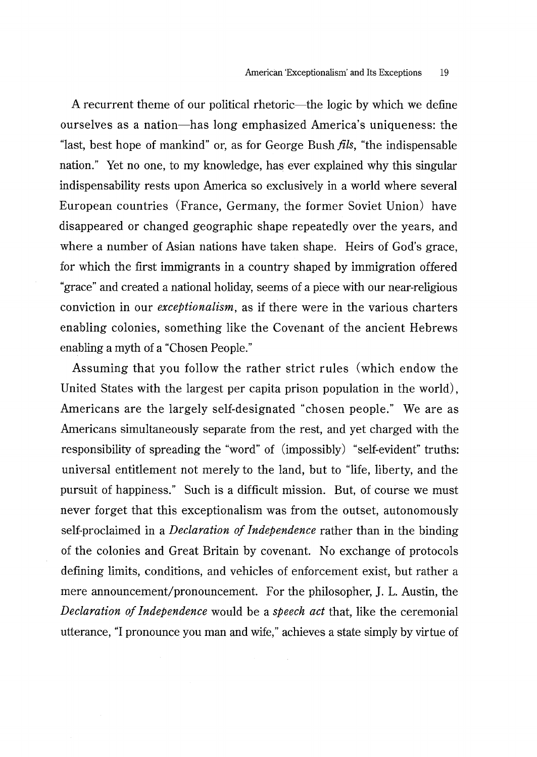A recurrent theme of our political rhetoric—the logic by which we define ourselves as a nation—has long emphasized America's uniqueness: the "last, best hope of mankind" or, as for George Bush *fils*, "the indispensable nation." Yet no one, to my knowledge, has ever explained why this singular indispensability rests upon America so exclusively in a world where several European countries (France, Germany, the former Soviet Union) have disappeared or changed geographic shape repeatedly over the years, and where a number of Asian nations have taken shape. Heirs of God's grace, for which the first immigrants in a country shaped by immigration offered "grace" and created a national holiday, seems of a piece with our near-religious conviction in our *exceptionalism*, as if there were in the various charters enabling colonies, something like the Covenant of the ancient Hebrews enabling a myth of a "Chosen People."

Assuming that you follow the rather strict rules (which endow the United States with the largest per capita prison population in the world), Americans are the largely self-designated "chosen people." We are as Americans simultaneously separate from the rest, and yet charged with the responsibility of spreading the "word" of (impossibly) "self-evident" truths: universal entitlement not merely to the land, but to "life, liberty, and the pursuit of happiness." Such is a difficult mission. But, of course we must never forget that this exceptionalism was from the outset, autonomously self-proclaimed in a *Declaration of Independence* rather than in the binding of the colonies and Great Britain by covenant. No exchange of protocols defining limits, conditions, and vehicles of enforcement exist, but rather a mere announcement/pronouncement. For the philosopher, J. L. Austin, the *Declaration of Independence* would be a *speech act* that, like the ceremonial utterance, "I pronounce you man and wife," achieves a state simply by virtue of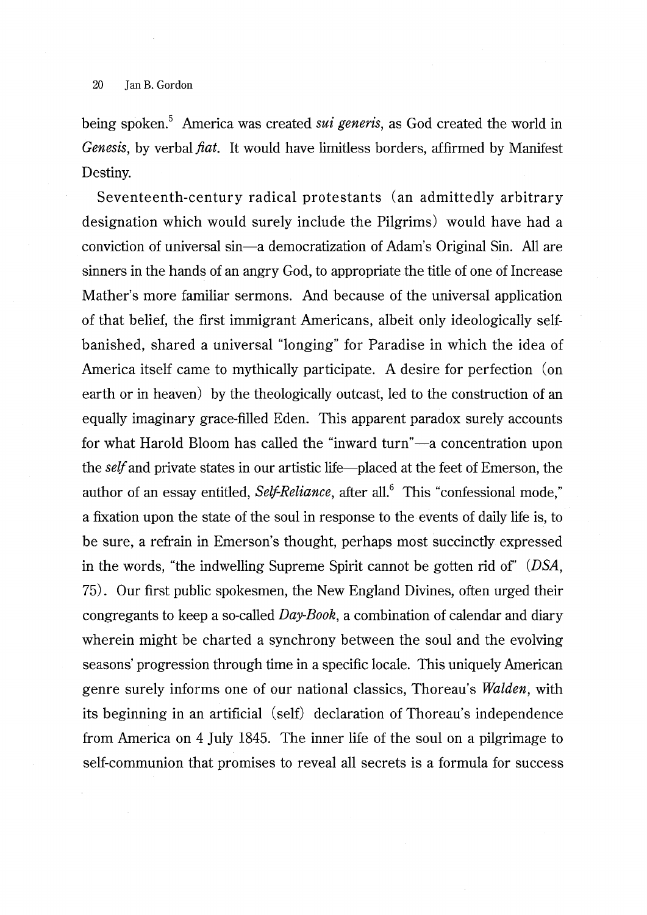being spoken.[5] America was created *sui generis*, as God created the world in *Genesis*, by verbal *fiat*. It would have limitless borders, affirmed by Manifest Destiny.

Seventeenth-century radical protestants (an admittedly arbitrary designation which would surely include the Pilgrims) would have had a conviction of universal sin—a democratization of Adam's Original Sin. All are sinners in the hands of an angry God, to appropriate the title of one of Increase Mather's more familiar sermons. And because of the universal application of that belief, the first immigrant Americans, albeit only ideologically self-banished, shared a universal "longing" for Paradise in which the idea of America itself came to mythically participate. A desire for perfection (on earth or in heaven) by the theologically outcast, led to the construction of an equally imaginary grace-filled Eden. This apparent paradox surely accounts for what Harold Bloom has called the "inward turn"—a concentration upon the *self* and private states in our artistic life—placed at the feet of Emerson, the author of an essay entitled, *Self-Reliance*, after all.[6] This "confessional mode," a fixation upon the state of the soul in response to the events of daily life is, to be sure, a refrain in Emerson's thought, perhaps most succinctly expressed in the words, "the indwelling Supreme Spirit cannot be gotten rid of" (*DSA*, 75). Our first public spokesmen, the New England Divines, often urged their congregants to keep a so-called *Day-Book*, a combination of calendar and diary wherein might be charted a synchrony between the soul and the evolving seasons' progression through time in a specific locale. This uniquely American genre surely informs one of our national classics, Thoreau's *Walden*, with its beginning in an artificial (self) declaration of Thoreau's independence from America on 4 July 1845. The inner life of the soul on a pilgrimage to self-communion that promises to reveal all secrets is a formula for success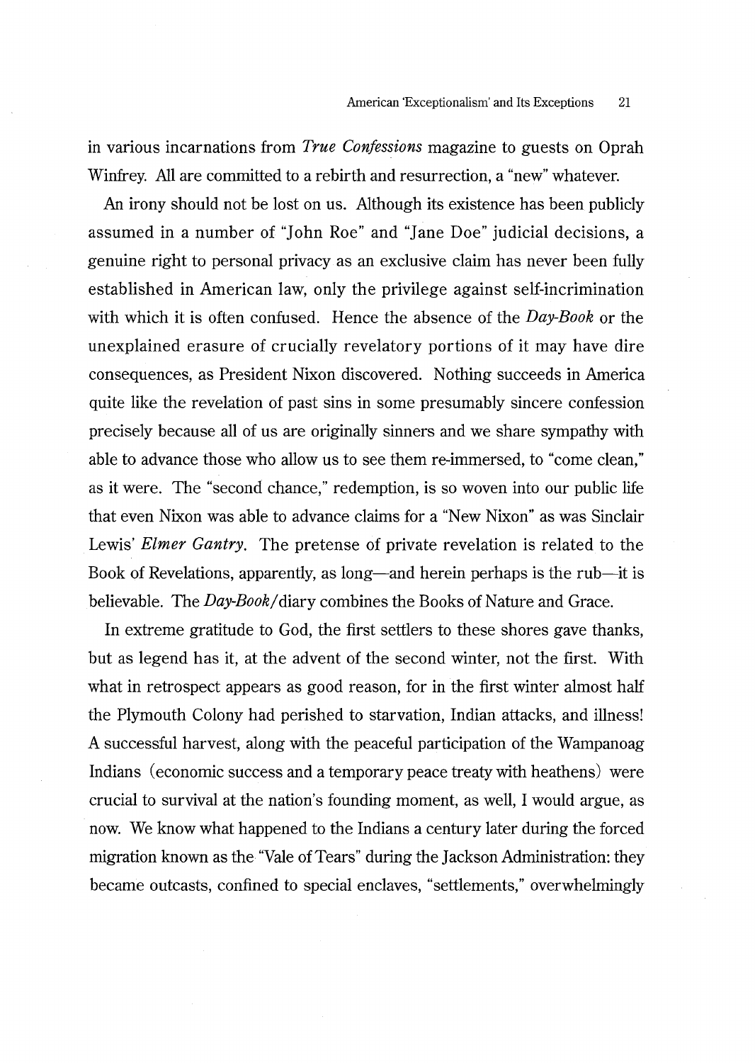in various incarnations from *True Confessions* magazine to guests on Oprah Winfrey. All are committed to a rebirth and resurrection, a "new" whatever.

An irony should not be lost on us. Although its existence has been publicly assumed in a number of "John Roe" and "Jane Doe" judicial decisions, a genuine right to personal privacy as an exclusive claim has never been fully established in American law, only the privilege against self-incrimination with which it is often confused. Hence the absence of the *Day-Book* or the unexplained erasure of crucially revelatory portions of it may have dire consequences, as President Nixon discovered. Nothing succeeds in America quite like the revelation of past sins in some presumably sincere confession precisely because all of us are originally sinners and we share sympathy with able to advance those who allow us to see them re-immersed, to "come clean," as it were. The "second chance," redemption, is so woven into our public life that even Nixon was able to advance claims for a "New Nixon" as was Sinclair Lewis' *Elmer Gantry*. The pretense of private revelation is related to the Book of Revelations, apparently, as long—and herein perhaps is the rub—it is believable. The *Day-Book*/diary combines the Books of Nature and Grace.

In extreme gratitude to God, the first settlers to these shores gave thanks, but as legend has it, at the advent of the second winter, not the first. With what in retrospect appears as good reason, for in the first winter almost half the Plymouth Colony had perished to starvation, Indian attacks, and illness! A successful harvest, along with the peaceful participation of the Wampanoag Indians (economic success and a temporary peace treaty with heathens) were crucial to survival at the nation's founding moment, as well, I would argue, as now. We know what happened to the Indians a century later during the forced migration known as the "Vale of Tears" during the Jackson Administration: they became outcasts, confined to special enclaves, "settlements," overwhelmingly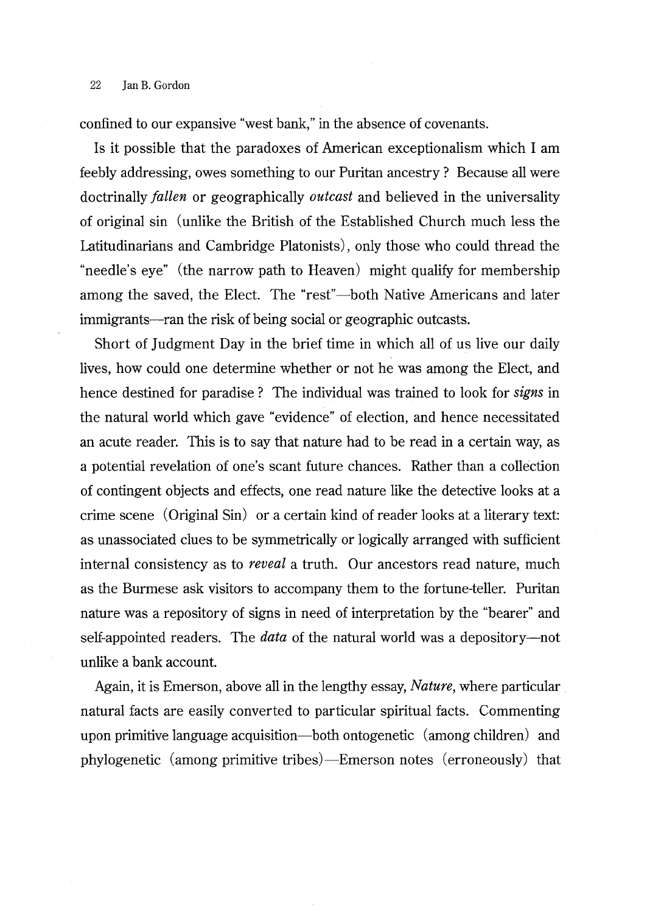confined to our expansive "west bank," in the absence of covenants.

Is it possible that the paradoxes of American exceptionalism which I am feebly addressing, owes something to our Puritan ancestry? Because all were doctrinally *fallen* or geographically *outcast* and believed in the universality of original sin (unlike the British of the Established Church much less the Latitudinarians and Cambridge Platonists), only those who could thread the "needle's eye" (the narrow path to Heaven) might qualify for membership among the saved, the Elect. The "rest"—both Native Americans and later immigrants—ran the risk of being social or geographic outcasts.

Short of Judgment Day in the brief time in which all of us live our daily lives, how could one determine whether or not he was among the Elect, and hence destined for paradise? The individual was trained to look for *signs* in the natural world which gave "evidence" of election, and hence necessitated an acute reader. This is to say that nature had to be read in a certain way, as a potential revelation of one's scant future chances. Rather than a collection of contingent objects and effects, one read nature like the detective looks at a crime scene (Original Sin) or a certain kind of reader looks at a literary text: as unassociated clues to be symmetrically or logically arranged with sufficient internal consistency as to *reveal* a truth. Our ancestors read nature, much as the Burmese ask visitors to accompany them to the fortune-teller. Puritan nature was a repository of signs in need of interpretation by the "bearer" and self-appointed readers. The *data* of the natural world was a depository—not unlike a bank account.

Again, it is Emerson, above all in the lengthy essay, *Nature*, where particular natural facts are easily converted to particular spiritual facts. Commenting upon primitive language acquisition—both ontogenetic (among children) and phylogenetic (among primitive tribes)—Emerson notes (erroneously) that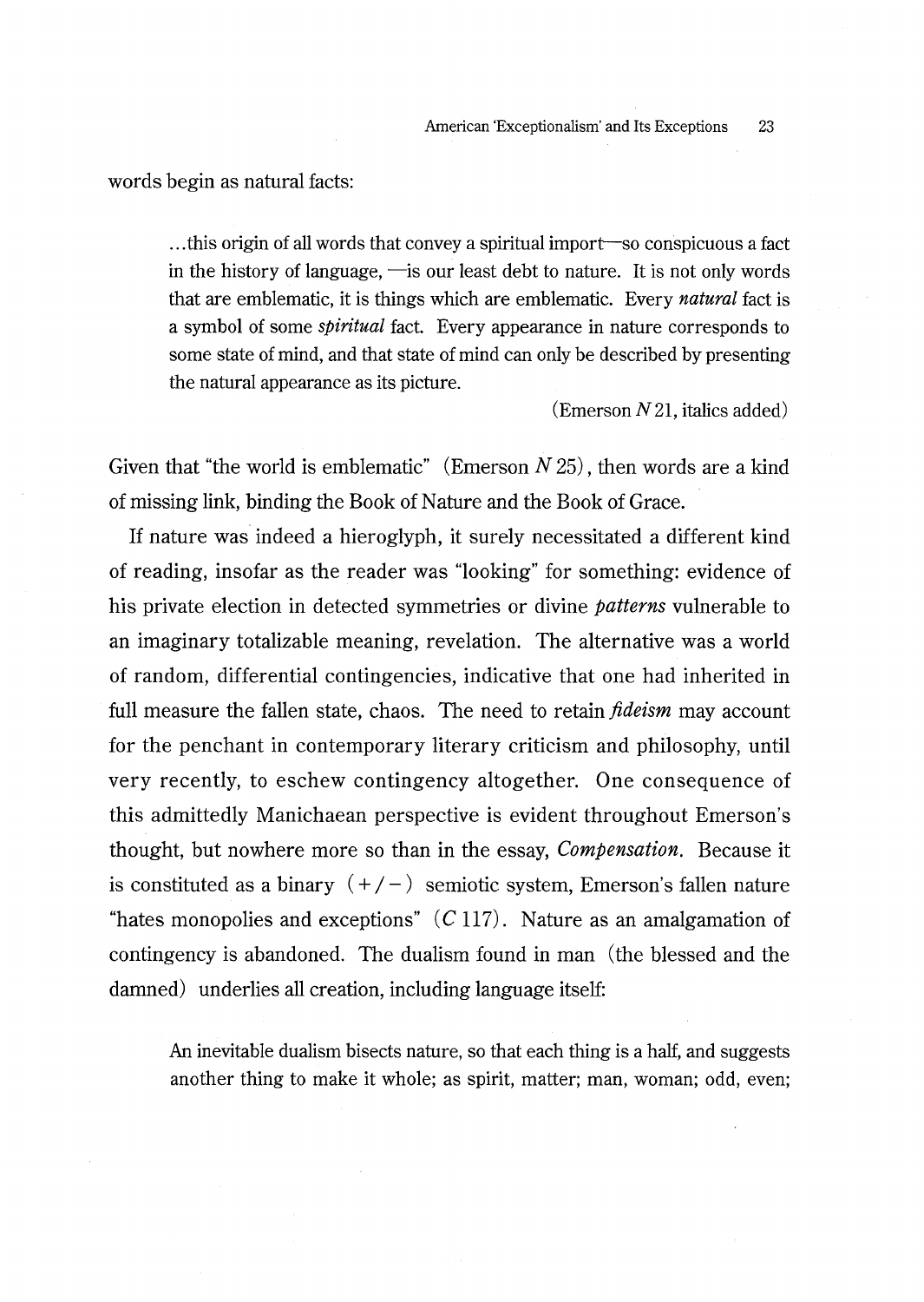words begin as natural facts:

> ...this origin of all words that convey a spiritual import—so conspicuous a fact in the history of language, —is our least debt to nature. It is not only words that are emblematic, it is things which are emblematic. Every *natural* fact is a symbol of some *spiritual* fact. Every appearance in nature corresponds to some state of mind, and that state of mind can only be described by presenting the natural appearance as its picture.
>
> (Emerson *N* 21, italics added)

Given that "the world is emblematic" (Emerson *N* 25), then words are a kind of missing link, binding the Book of Nature and the Book of Grace.

If nature was indeed a hieroglyph, it surely necessitated a different kind of reading, insofar as the reader was "looking" for something: evidence of his private election in detected symmetries or divine *patterns* vulnerable to an imaginary totalizable meaning, revelation. The alternative was a world of random, differential contingencies, indicative that one had inherited in full measure the fallen state, chaos. The need to retain *fideism* may account for the penchant in contemporary literary criticism and philosophy, until very recently, to eschew contingency altogether. One consequence of this admittedly Manichaean perspective is evident throughout Emerson's thought, but nowhere more so than in the essay, ***Compensation.*** Because it is constituted as a binary (+/−) semiotic system, Emerson's fallen nature "hates monopolies and exceptions" (*C* 117). Nature as an amalgamation of contingency is abandoned. The dualism found in man (the blessed and the damned) underlies all creation, including language itself:

> An inevitable dualism bisects nature, so that each thing is a half, and suggests another thing to make it whole; as spirit, matter; man, woman; odd, even;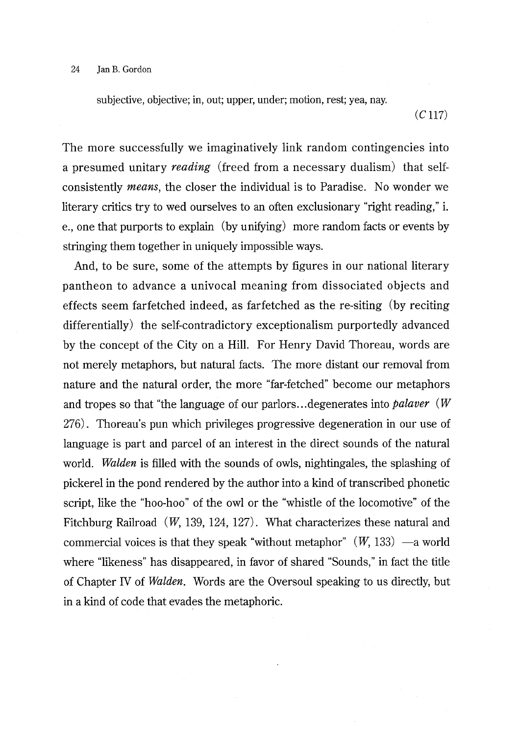subjective, objective; in, out; upper, under; motion, rest; yea, nay.

(*C* 117)

The more successfully we imaginatively link random contingencies into a presumed unitary *reading* (freed from a necessary dualism) that self-consistently *means*, the closer the individual is to Paradise. No wonder we literary critics try to wed ourselves to an often exclusionary "right reading," i. e., one that purports to explain (by unifying) more random facts or events by stringing them together in uniquely impossible ways.

And, to be sure, some of the attempts by figures in our national literary pantheon to advance a univocal meaning from dissociated objects and effects seem farfetched indeed, as farfetched as the re-siting (by reciting differentially) the self-contradictory exceptionalism purportedly advanced by the concept of the City on a Hill. For Henry David Thoreau, words are not merely metaphors, but natural facts. The more distant our removal from nature and the natural order, the more "far-fetched" become our metaphors and tropes so that "the language of our parlors...degenerates into *palaver* (*W* 276). Thoreau's pun which privileges progressive degeneration in our use of language is part and parcel of an interest in the direct sounds of the natural world. *Walden* is filled with the sounds of owls, nightingales, the splashing of pickerel in the pond rendered by the author into a kind of transcribed phonetic script, like the "hoo-hoo" of the owl or the "whistle of the locomotive" of the Fitchburg Railroad (*W*, 139, 124, 127). What characterizes these natural and commercial voices is that they speak "without metaphor" (*W*, 133) —a world where "likeness" has disappeared, in favor of shared "Sounds," in fact the title of Chapter IV of *Walden*. Words are the Oversoul speaking to us directly, but in a kind of code that evades the metaphoric.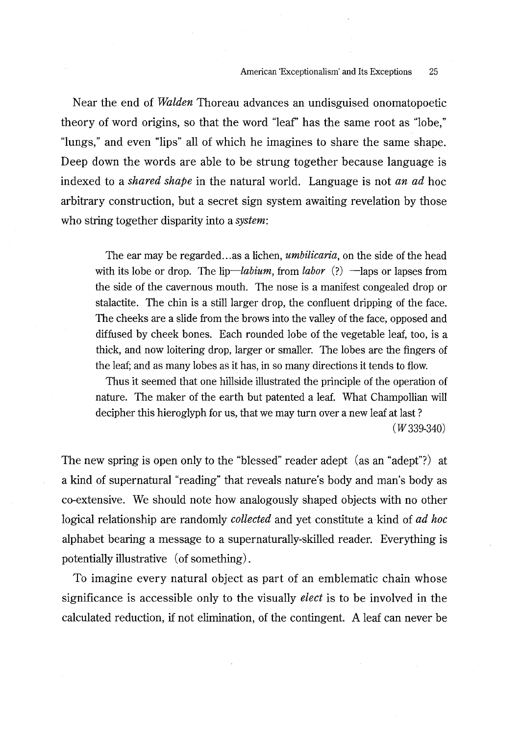Near the end of *Walden* Thoreau advances an undisguised onomatopoetic theory of word origins, so that the word "leaf" has the same root as "lobe," "lungs," and even "lips" all of which he imagines to share the same shape. Deep down the words are able to be strung together because language is indexed to a *shared shape* in the natural world. Language is not *an ad* hoc arbitrary construction, but a secret sign system awaiting revelation by those who string together disparity into a *system*:

> The ear may be regarded...as a lichen, *umbilicaria*, on the side of the head with its lobe or drop. The lip—*labium*, from *labor* (?) —laps or lapses from the side of the cavernous mouth. The nose is a manifest congealed drop or stalactite. The chin is a still larger drop, the confluent dripping of the face. The cheeks are a slide from the brows into the valley of the face, opposed and diffused by cheek bones. Each rounded lobe of the vegetable leaf, too, is a thick, and now loitering drop, larger or smaller. The lobes are the fingers of the leaf; and as many lobes as it has, in so many directions it tends to flow.
>
> Thus it seemed that one hillside illustrated the principle of the operation of nature. The maker of the earth but patented a leaf. What Champollian will decipher this hieroglyph for us, that we may turn over a new leaf at last?
>
> (*W* 339-340)

The new spring is open only to the "blessed" reader adept (as an "adept"?) at a kind of supernatural "reading" that reveals nature's body and man's body as co-extensive. We should note how analogously shaped objects with no other logical relationship are randomly *collected* and yet constitute a kind of *ad hoc* alphabet bearing a message to a supernaturally-skilled reader. Everything is potentially illustrative (of something).

To imagine every natural object as part of an emblematic chain whose significance is accessible only to the visually *elect* is to be involved in the calculated reduction, if not elimination, of the contingent. A leaf can never be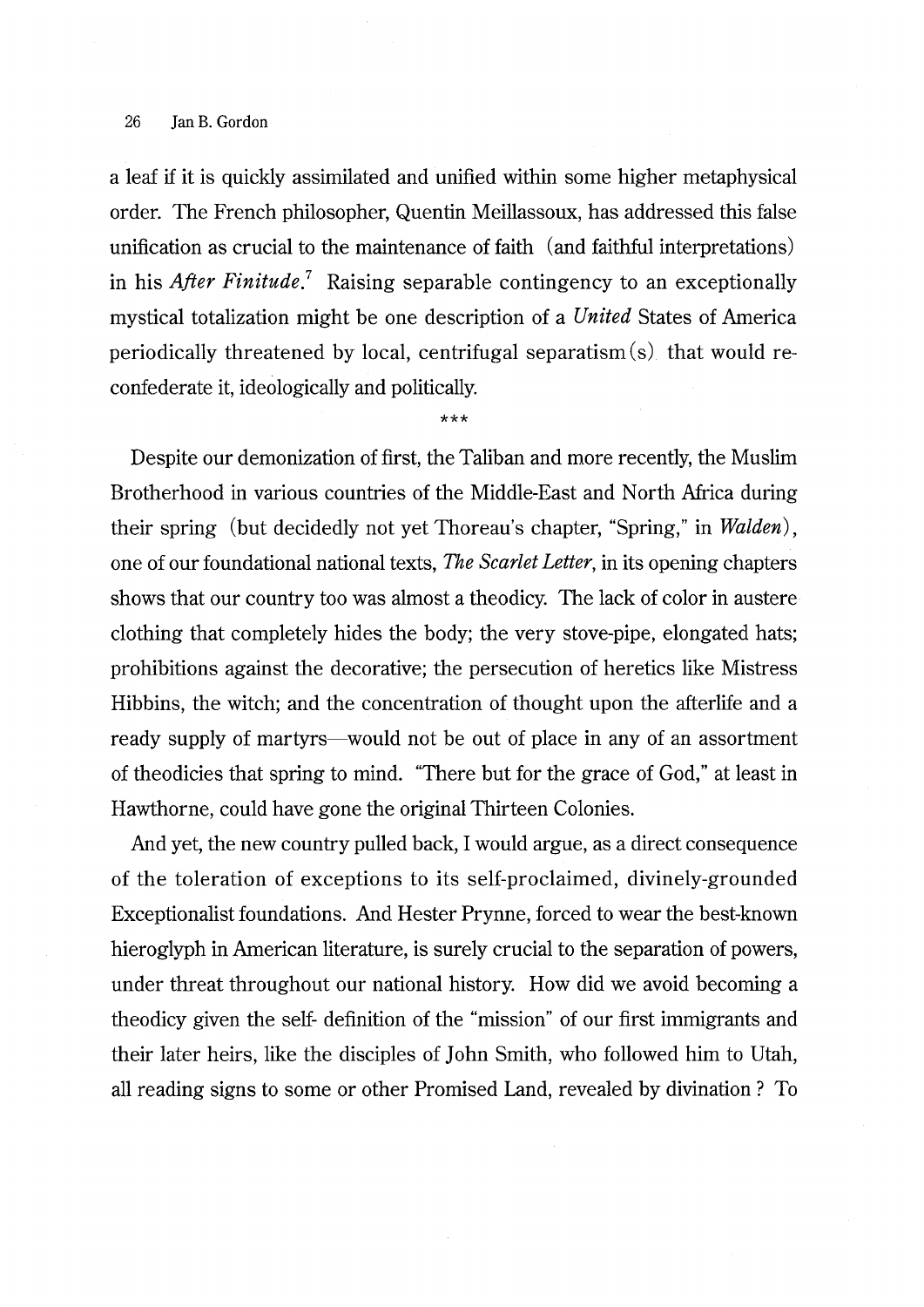a leaf if it is quickly assimilated and unified within some higher metaphysical order. The French philosopher, Quentin Meillassoux, has addressed this false unification as crucial to the maintenance of faith (and faithful interpretations) in his *After Finitude*.[7] Raising separable contingency to an exceptionally mystical totalization might be one description of a *United* States of America periodically threatened by local, centrifugal separatism(s) that would re-confederate it, ideologically and politically.

***

Despite our demonization of first, the Taliban and more recently, the Muslim Brotherhood in various countries of the Middle-East and North Africa during their spring (but decidedly not yet Thoreau's chapter, "Spring," in *Walden*), one of our foundational national texts, *The Scarlet Letter*, in its opening chapters shows that our country too was almost a theodicy. The lack of color in austere clothing that completely hides the body; the very stove-pipe, elongated hats; prohibitions against the decorative; the persecution of heretics like Mistress Hibbins, the witch; and the concentration of thought upon the afterlife and a ready supply of martyrs—would not be out of place in any of an assortment of theodicies that spring to mind. "There but for the grace of God," at least in Hawthorne, could have gone the original Thirteen Colonies.

And yet, the new country pulled back, I would argue, as a direct consequence of the toleration of exceptions to its self-proclaimed, divinely-grounded Exceptionalist foundations. And Hester Prynne, forced to wear the best-known hieroglyph in American literature, is surely crucial to the separation of powers, under threat throughout our national history. How did we avoid becoming a theodicy given the self- definition of the "mission" of our first immigrants and their later heirs, like the disciples of John Smith, who followed him to Utah, all reading signs to some or other Promised Land, revealed by divination ? To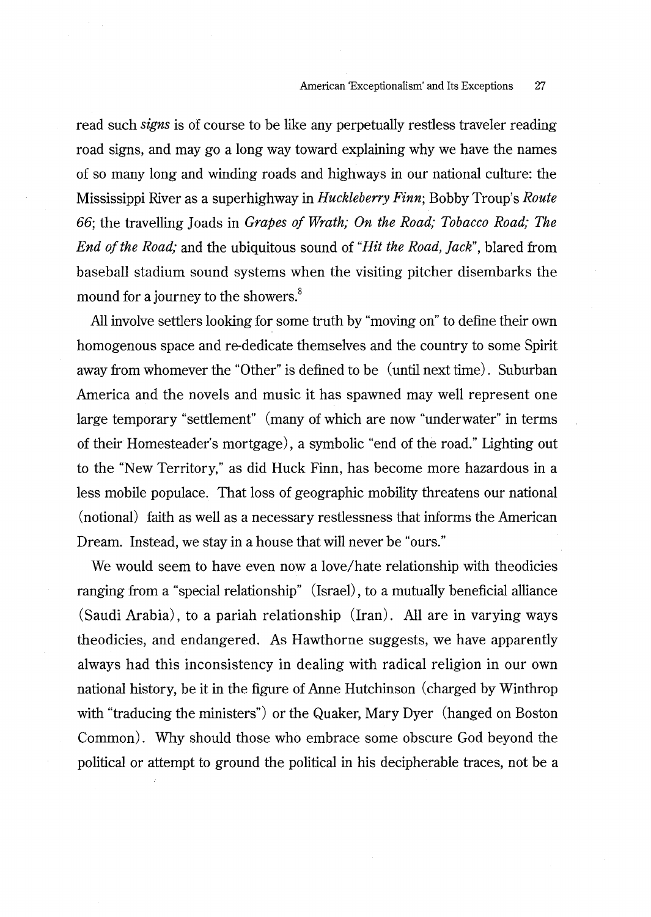read such *signs* is of course to be like any perpetually restless traveler reading road signs, and may go a long way toward explaining why we have the names of so many long and winding roads and highways in our national culture: the Mississippi River as a superhighway in *Huckleberry Finn*; Bobby Troup's *Route 66*; the travelling Joads in *Grapes of Wrath; On the Road; Tobacco Road; The End of the Road;* and the ubiquitous sound of "*Hit the Road, Jack*", blared from baseball stadium sound systems when the visiting pitcher disembarks the mound for a journey to the showers.[8]

All involve settlers looking for some truth by "moving on" to define their own homogenous space and re-dedicate themselves and the country to some Spirit away from whomever the "Other" is defined to be (until next time). Suburban America and the novels and music it has spawned may well represent one large temporary "settlement" (many of which are now "underwater" in terms of their Homesteader's mortgage), a symbolic "end of the road." Lighting out to the "New Territory," as did Huck Finn, has become more hazardous in a less mobile populace. That loss of geographic mobility threatens our national (notional) faith as well as a necessary restlessness that informs the American Dream. Instead, we stay in a house that will never be "ours."

We would seem to have even now a love/hate relationship with theodicies ranging from a "special relationship" (Israel), to a mutually beneficial alliance (Saudi Arabia), to a pariah relationship (Iran). All are in varying ways theodicies, and endangered. As Hawthorne suggests, we have apparently always had this inconsistency in dealing with radical religion in our own national history, be it in the figure of Anne Hutchinson (charged by Winthrop with "traducing the ministers") or the Quaker, Mary Dyer (hanged on Boston Common). Why should those who embrace some obscure God beyond the political or attempt to ground the political in his decipherable traces, not be a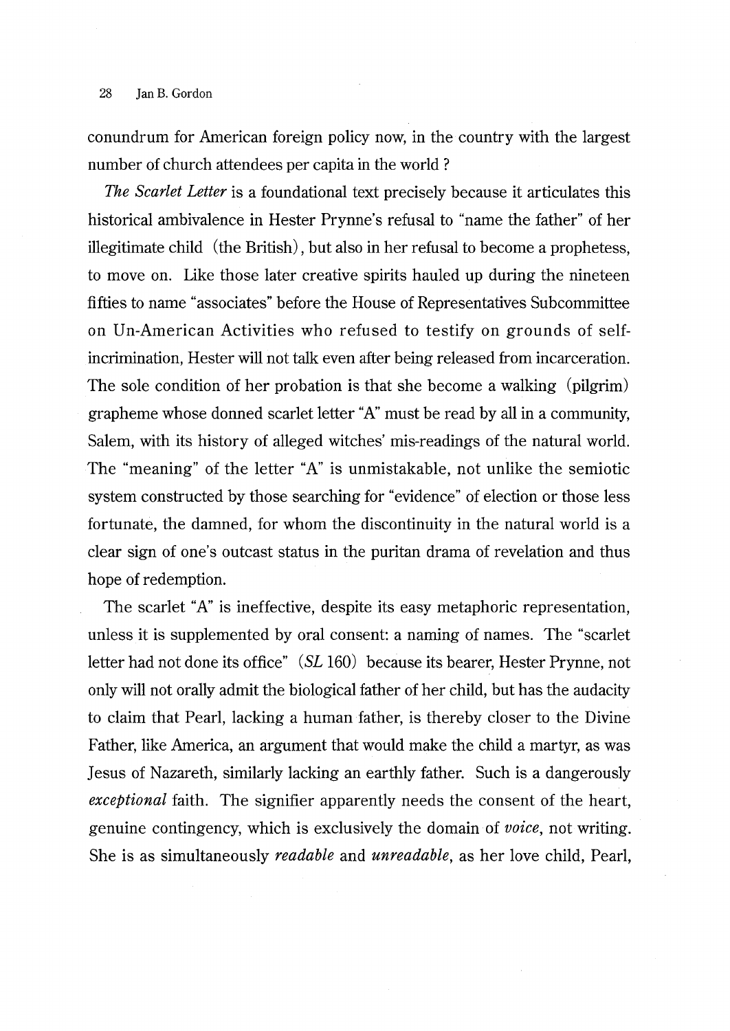conundrum for American foreign policy now, in the country with the largest number of church attendees per capita in the world ?

*The Scarlet Letter* is a foundational text precisely because it articulates this historical ambivalence in Hester Prynne's refusal to "name the father" of her illegitimate child (the British), but also in her refusal to become a prophetess, to move on. Like those later creative spirits hauled up during the nineteen fifties to name "associates" before the House of Representatives Subcommittee on Un-American Activities who refused to testify on grounds of self-incrimination, Hester will not talk even after being released from incarceration. The sole condition of her probation is that she become a walking (pilgrim) grapheme whose donned scarlet letter "A" must be read by all in a community, Salem, with its history of alleged witches' mis-readings of the natural world. The "meaning" of the letter "A" is unmistakable, not unlike the semiotic system constructed by those searching for "evidence" of election or those less fortunate, the damned, for whom the discontinuity in the natural world is a clear sign of one's outcast status in the puritan drama of revelation and thus hope of redemption.

The scarlet "A" is ineffective, despite its easy metaphoric representation, unless it is supplemented by oral consent: a naming of names. The "scarlet letter had not done its office" (*SL* 160) because its bearer, Hester Prynne, not only will not orally admit the biological father of her child, but has the audacity to claim that Pearl, lacking a human father, is thereby closer to the Divine Father, like America, an argument that would make the child a martyr, as was Jesus of Nazareth, similarly lacking an earthly father. Such is a dangerously *exceptional* faith. The signifier apparently needs the consent of the heart, genuine contingency, which is exclusively the domain of *voice*, not writing. She is as simultaneously *readable* and *unreadable*, as her love child, Pearl,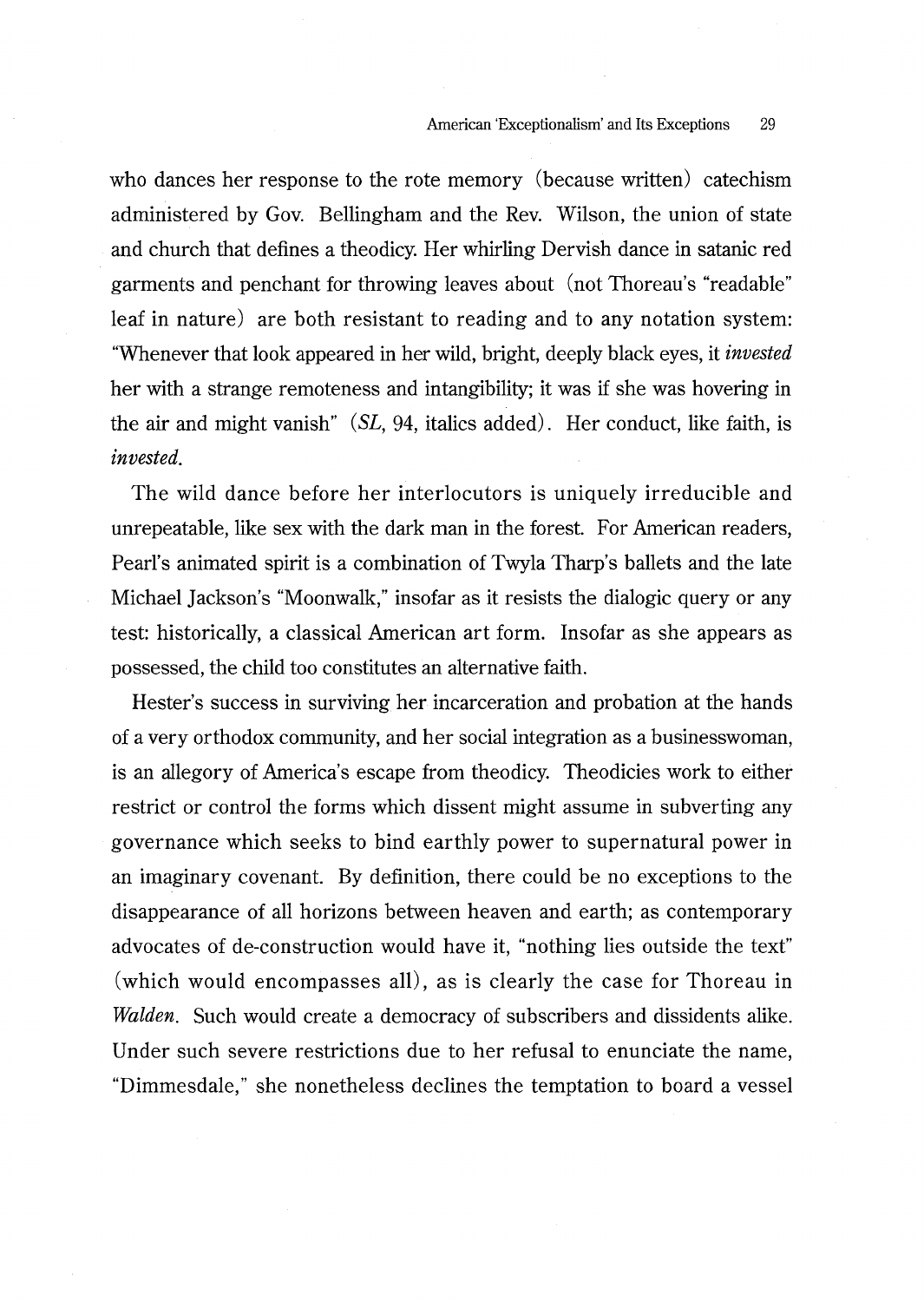who dances her response to the rote memory (because written) catechism administered by Gov. Bellingham and the Rev. Wilson, the union of state and church that defines a theodicy. Her whirling Dervish dance in satanic red garments and penchant for throwing leaves about (not Thoreau's "readable" leaf in nature) are both resistant to reading and to any notation system: "Whenever that look appeared in her wild, bright, deeply black eyes, it *invested* her with a strange remoteness and intangibility; it was if she was hovering in the air and might vanish" (*SL*, 94, italics added). Her conduct, like faith, is *invested*.

The wild dance before her interlocutors is uniquely irreducible and unrepeatable, like sex with the dark man in the forest. For American readers, Pearl's animated spirit is a combination of Twyla Tharp's ballets and the late Michael Jackson's "Moonwalk," insofar as it resists the dialogic query or any test: historically, a classical American art form. Insofar as she appears as possessed, the child too constitutes an alternative faith.

Hester's success in surviving her incarceration and probation at the hands of a very orthodox community, and her social integration as a businesswoman, is an allegory of America's escape from theodicy. Theodicies work to either restrict or control the forms which dissent might assume in subverting any governance which seeks to bind earthly power to supernatural power in an imaginary covenant. By definition, there could be no exceptions to the disappearance of all horizons between heaven and earth; as contemporary advocates of de-construction would have it, "nothing lies outside the text" (which would encompasses all), as is clearly the case for Thoreau in *Walden*. Such would create a democracy of subscribers and dissidents alike. Under such severe restrictions due to her refusal to enunciate the name, "Dimmesdale," she nonetheless declines the temptation to board a vessel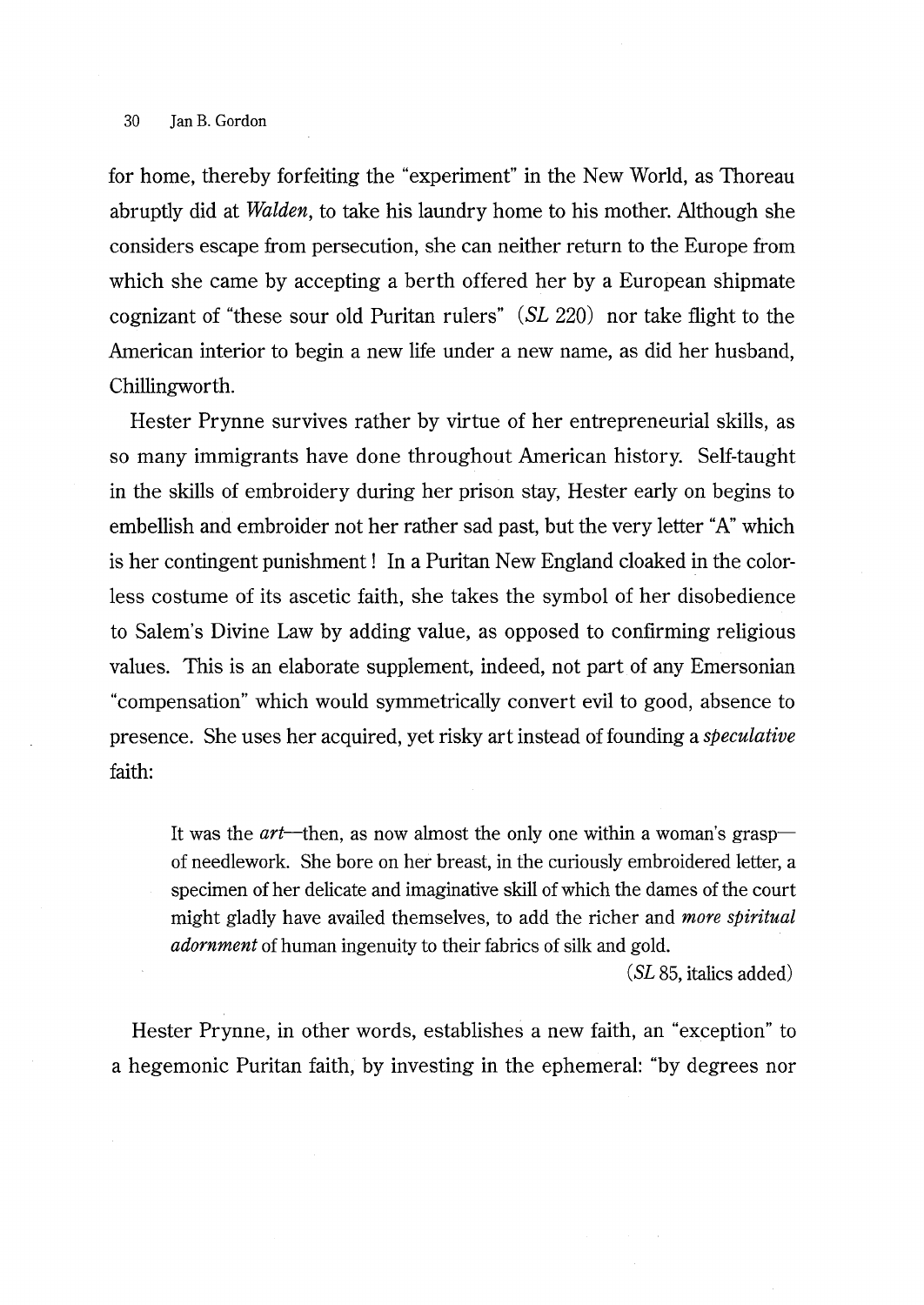for home, thereby forfeiting the "experiment" in the New World, as Thoreau abruptly did at *Walden*, to take his laundry home to his mother. Although she considers escape from persecution, she can neither return to the Europe from which she came by accepting a berth offered her by a European shipmate cognizant of "these sour old Puritan rulers" (*SL* 220) nor take flight to the American interior to begin a new life under a new name, as did her husband, Chillingworth.

Hester Prynne survives rather by virtue of her entrepreneurial skills, as so many immigrants have done throughout American history. Self-taught in the skills of embroidery during her prison stay, Hester early on begins to embellish and embroider not her rather sad past, but the very letter "A" which is her contingent punishment! In a Puritan New England cloaked in the colorless costume of its ascetic faith, she takes the symbol of her disobedience to Salem's Divine Law by adding value, as opposed to confirming religious values. This is an elaborate supplement, indeed, not part of any Emersonian "compensation" which would symmetrically convert evil to good, absence to presence. She uses her acquired, yet risky art instead of founding a *speculative* faith:

> It was the *art*—then, as now almost the only one within a woman's grasp—of needlework. She bore on her breast, in the curiously embroidered letter, a specimen of her delicate and imaginative skill of which the dames of the court might gladly have availed themselves, to add the richer and *more spiritual adornment* of human ingenuity to their fabrics of silk and gold.
>
> (*SL* 85, italics added)

Hester Prynne, in other words, establishes a new faith, an "exception" to a hegemonic Puritan faith, by investing in the ephemeral: "by degrees nor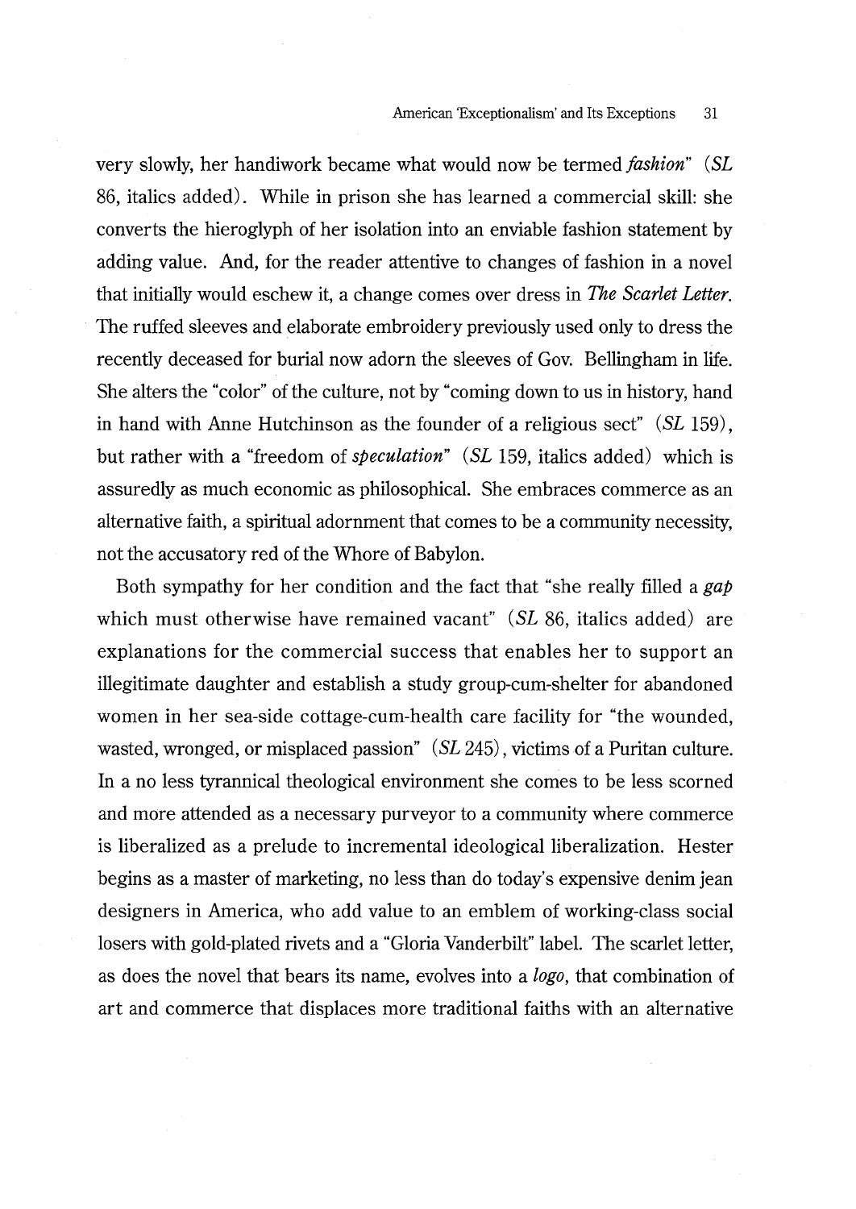very slowly, her handiwork became what would now be termed *fashion*" (*SL* 86, italics added). While in prison she has learned a commercial skill: she converts the hieroglyph of her isolation into an enviable fashion statement by adding value. And, for the reader attentive to changes of fashion in a novel that initially would eschew it, a change comes over dress in *The Scarlet Letter*. The ruffed sleeves and elaborate embroidery previously used only to dress the recently deceased for burial now adorn the sleeves of Gov. Bellingham in life. She alters the "color" of the culture, not by "coming down to us in history, hand in hand with Anne Hutchinson as the founder of a religious sect" (*SL* 159), but rather with a "freedom of *speculation*" (*SL* 159, italics added) which is assuredly as much economic as philosophical. She embraces commerce as an alternative faith, a spiritual adornment that comes to be a community necessity, not the accusatory red of the Whore of Babylon.

Both sympathy for her condition and the fact that "she really filled a *gap* which must otherwise have remained vacant" (*SL* 86, italics added) are explanations for the commercial success that enables her to support an illegitimate daughter and establish a study group-cum-shelter for abandoned women in her sea-side cottage-cum-health care facility for "the wounded, wasted, wronged, or misplaced passion" (*SL* 245), victims of a Puritan culture. In a no less tyrannical theological environment she comes to be less scorned and more attended as a necessary purveyor to a community where commerce is liberalized as a prelude to incremental ideological liberalization. Hester begins as a master of marketing, no less than do today's expensive denim jean designers in America, who add value to an emblem of working-class social losers with gold-plated rivets and a "Gloria Vanderbilt" label. The scarlet letter, as does the novel that bears its name, evolves into a *logo*, that combination of art and commerce that displaces more traditional faiths with an alternative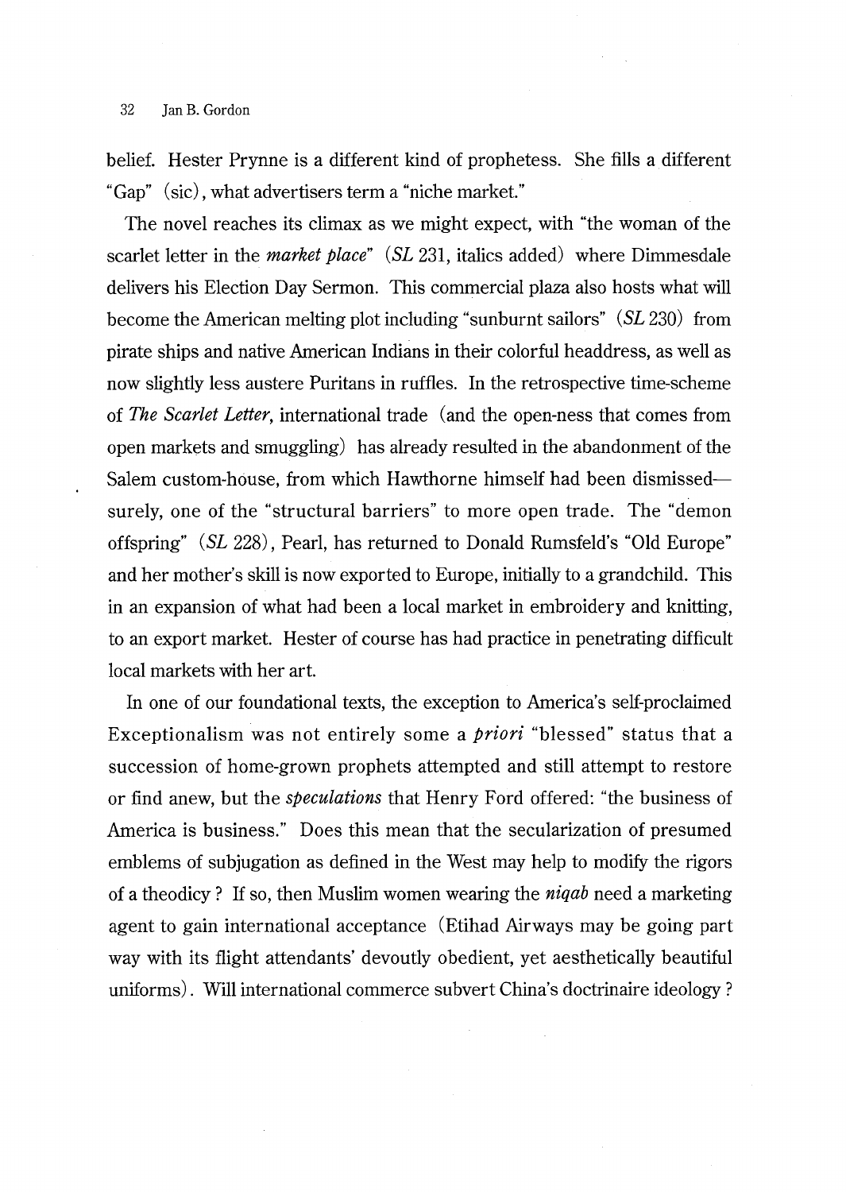belief. Hester Prynne is a different kind of prophetess. She fills a different "Gap" (sic), what advertisers term a "niche market."

The novel reaches its climax as we might expect, with "the woman of the scarlet letter in the *market place*" (*SL* 231, italics added) where Dimmesdale delivers his Election Day Sermon. This commercial plaza also hosts what will become the American melting plot including "sunburnt sailors" (*SL* 230) from pirate ships and native American Indians in their colorful headdress, as well as now slightly less austere Puritans in ruffles. In the retrospective time-scheme of *The Scarlet Letter*, international trade (and the open-ness that comes from open markets and smuggling) has already resulted in the abandonment of the Salem custom-house, from which Hawthorne himself had been dismissed—surely, one of the "structural barriers" to more open trade. The "demon offspring" (*SL* 228), Pearl, has returned to Donald Rumsfeld's "Old Europe" and her mother's skill is now exported to Europe, initially to a grandchild. This in an expansion of what had been a local market in embroidery and knitting, to an export market. Hester of course has had practice in penetrating difficult local markets with her art.

In one of our foundational texts, the exception to America's self-proclaimed Exceptionalism was not entirely some a *priori* "blessed" status that a succession of home-grown prophets attempted and still attempt to restore or find anew, but the *speculations* that Henry Ford offered: "the business of America is business." Does this mean that the secularization of presumed emblems of subjugation as defined in the West may help to modify the rigors of a theodicy ? If so, then Muslim women wearing the *niqab* need a marketing agent to gain international acceptance (Etihad Airways may be going part way with its flight attendants' devoutly obedient, yet aesthetically beautiful uniforms). Will international commerce subvert China's doctrinaire ideology ?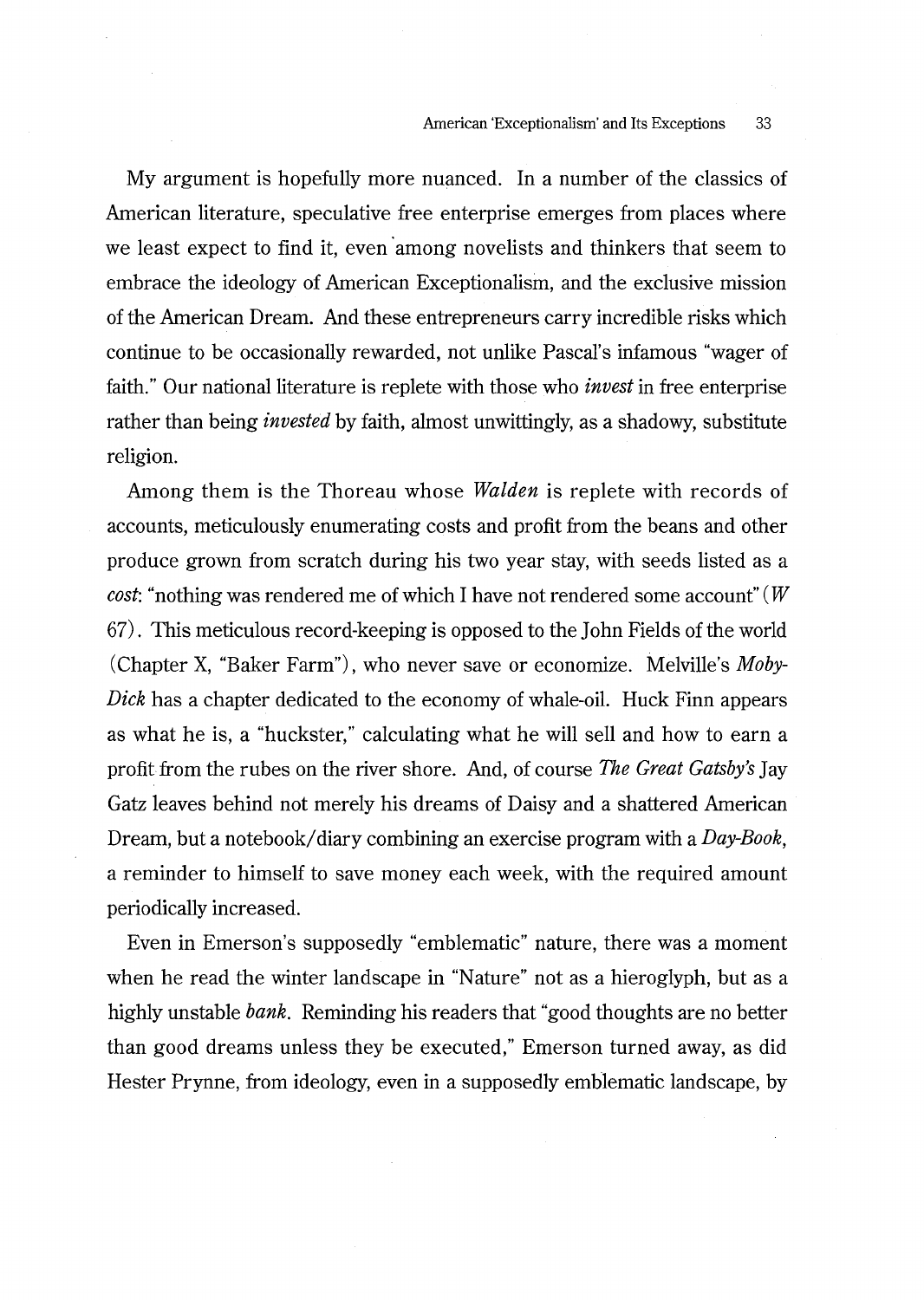My argument is hopefully more nuanced. In a number of the classics of American literature, speculative free enterprise emerges from places where we least expect to find it, even among novelists and thinkers that seem to embrace the ideology of American Exceptionalism, and the exclusive mission of the American Dream. And these entrepreneurs carry incredible risks which continue to be occasionally rewarded, not unlike Pascal's infamous "wager of faith." Our national literature is replete with those who *invest* in free enterprise rather than being *invested* by faith, almost unwittingly, as a shadowy, substitute religion.

Among them is the Thoreau whose *Walden* is replete with records of accounts, meticulously enumerating costs and profit from the beans and other produce grown from scratch during his two year stay, with seeds listed as a *cost*: "nothing was rendered me of which I have not rendered some account" (*W* 67). This meticulous record-keeping is opposed to the John Fields of the world (Chapter X, "Baker Farm"), who never save or economize. Melville's *Moby-Dick* has a chapter dedicated to the economy of whale-oil. Huck Finn appears as what he is, a "huckster," calculating what he will sell and how to earn a profit from the rubes on the river shore. And, of course *The Great Gatsby's* Jay Gatz leaves behind not merely his dreams of Daisy and a shattered American Dream, but a notebook/diary combining an exercise program with a *Day-Book*, a reminder to himself to save money each week, with the required amount periodically increased.

Even in Emerson's supposedly "emblematic" nature, there was a moment when he read the winter landscape in "Nature" not as a hieroglyph, but as a highly unstable *bank*. Reminding his readers that "good thoughts are no better than good dreams unless they be executed," Emerson turned away, as did Hester Prynne, from ideology, even in a supposedly emblematic landscape, by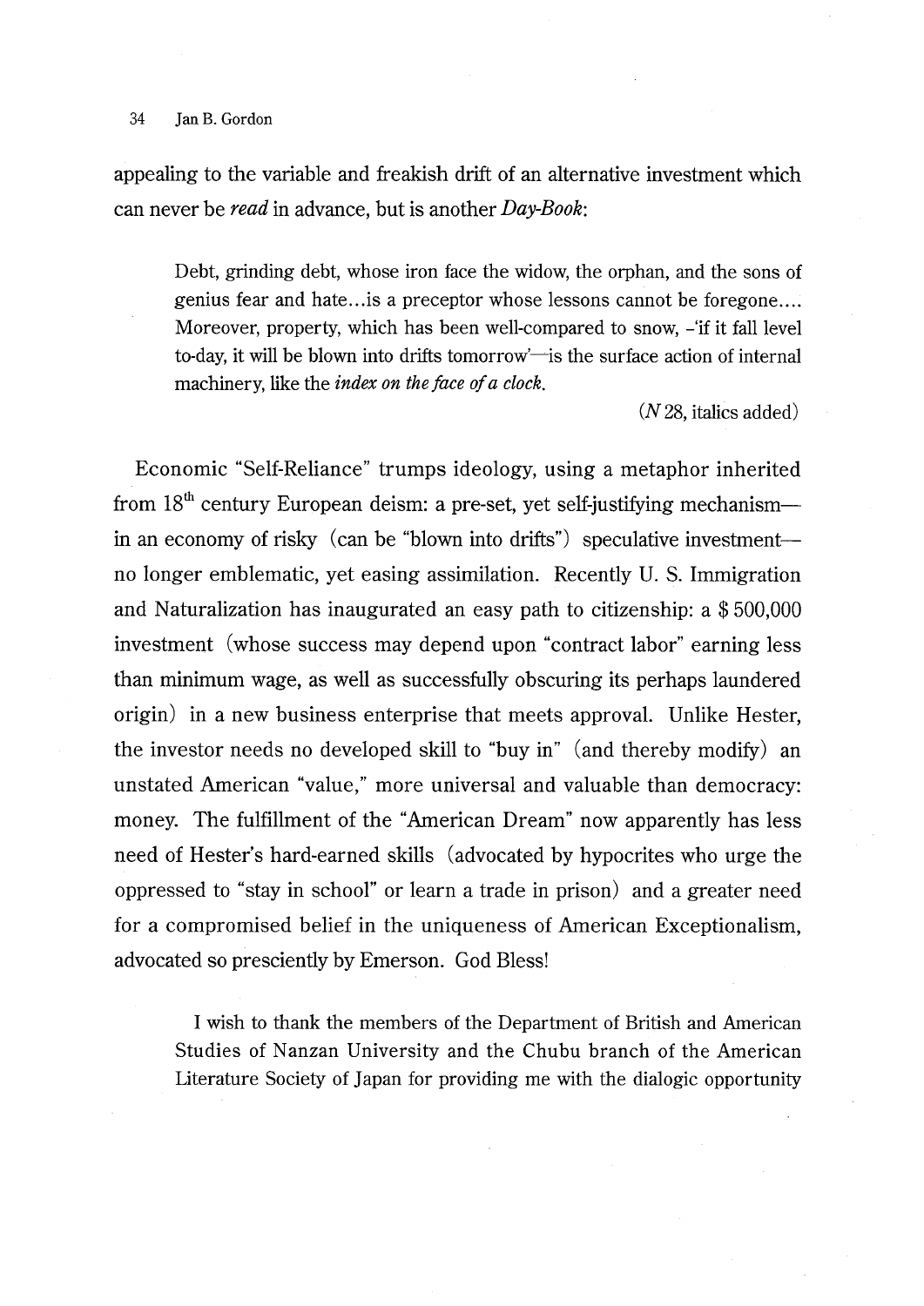appealing to the variable and freakish drift of an alternative investment which can never be *read* in advance, but is another *Day-Book*:

> Debt, grinding debt, whose iron face the widow, the orphan, and the sons of genius fear and hate...is a preceptor whose lessons cannot be foregone.... Moreover, property, which has been well-compared to snow, -'if it fall level to-day, it will be blown into drifts tomorrow'—is the surface action of internal machinery, like the *index on the face of a clock*.
>
> (*N* 28, italics added)

Economic "Self-Reliance" trumps ideology, using a metaphor inherited from 18th century European deism: a pre-set, yet self-justifying mechanism—in an economy of risky (can be "blown into drifts") speculative investment—no longer emblematic, yet easing assimilation. Recently U. S. Immigration and Naturalization has inaugurated an easy path to citizenship: a $ 500,000 investment (whose success may depend upon "contract labor" earning less than minimum wage, as well as successfully obscuring its perhaps laundered origin) in a new business enterprise that meets approval. Unlike Hester, the investor needs no developed skill to "buy in" (and thereby modify) an unstated American "value," more universal and valuable than democracy: money. The fulfillment of the "American Dream" now apparently has less need of Hester's hard-earned skills (advocated by hypocrites who urge the oppressed to "stay in school" or learn a trade in prison) and a greater need for a compromised belief in the uniqueness of American Exceptionalism, advocated so presciently by Emerson. God Bless!

> I wish to thank the members of the Department of British and American Studies of Nanzan University and the Chubu branch of the American Literature Society of Japan for providing me with the dialogic opportunity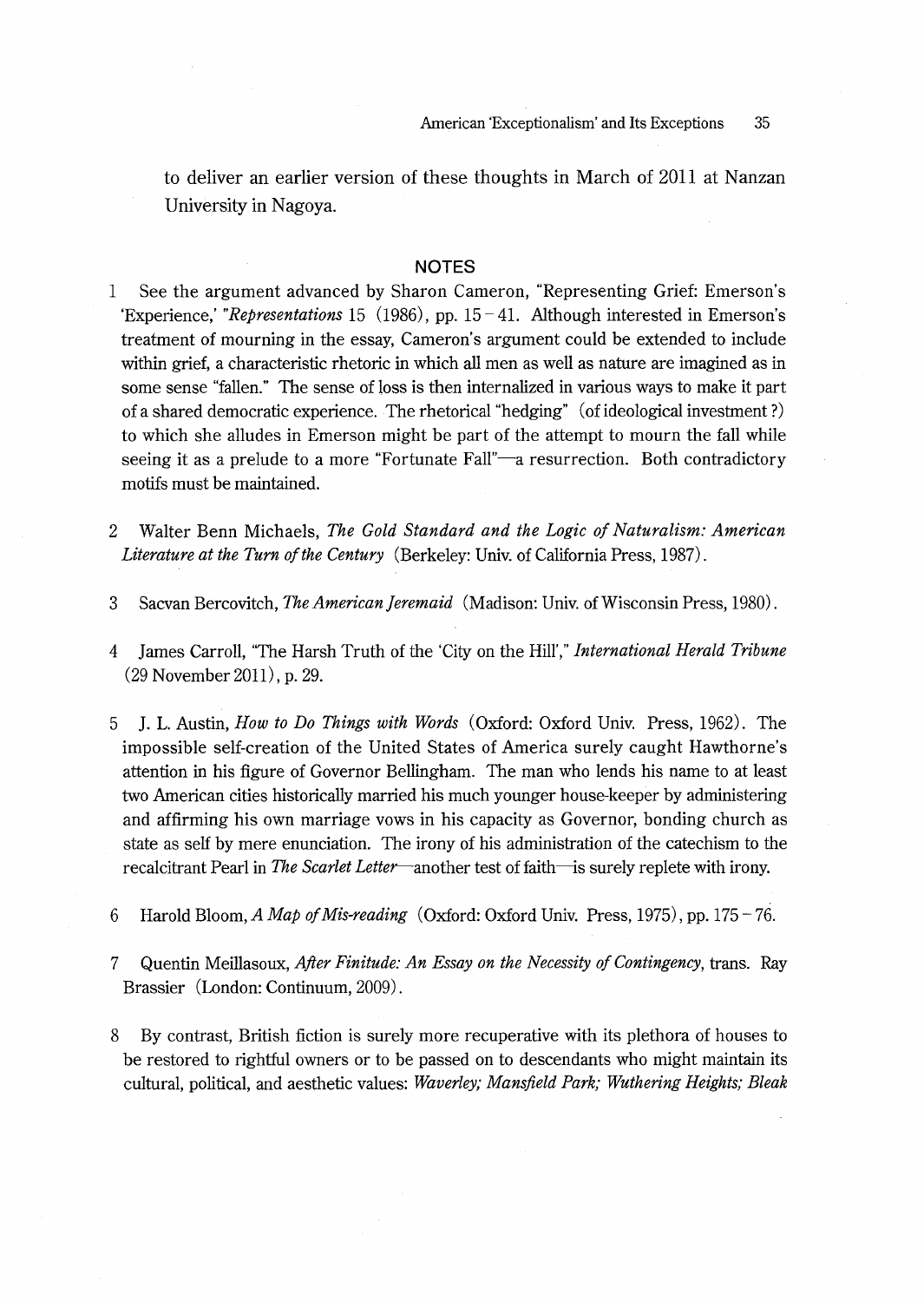to deliver an earlier version of these thoughts in March of 2011 at Nanzan University in Nagoya.

## NOTES

1 See the argument advanced by Sharon Cameron, "Representing Grief: Emerson's 'Experience,' "*Representations* 15 (1986), pp. 15 – 41. Although interested in Emerson's treatment of mourning in the essay, Cameron's argument could be extended to include within grief, a characteristic rhetoric in which all men as well as nature are imagined as in some sense "fallen." The sense of loss is then internalized in various ways to make it part of a shared democratic experience. The rhetorical "hedging" (of ideological investment ?) to which she alludes in Emerson might be part of the attempt to mourn the fall while seeing it as a prelude to a more "Fortunate Fall"—a resurrection. Both contradictory motifs must be maintained.

2 Walter Benn Michaels, *The Gold Standard and the Logic of Naturalism: American Literature at the Turn of the Century* (Berkeley: Univ. of California Press, 1987).

3 Sacvan Bercovitch, *The American Jeremaid* (Madison: Univ. of Wisconsin Press, 1980).

4 James Carroll, "The Harsh Truth of the 'City on the Hill'," *International Herald Tribune* (29 November 2011), p. 29.

5 J. L. Austin, *How to Do Things with Words* (Oxford: Oxford Univ. Press, 1962). The impossible self-creation of the United States of America surely caught Hawthorne's attention in his figure of Governor Bellingham. The man who lends his name to at least two American cities historically married his much younger house-keeper by administering and affirming his own marriage vows in his capacity as Governor, bonding church as state as self by mere enunciation. The irony of his administration of the catechism to the recalcitrant Pearl in *The Scarlet Letter*—another test of faith—is surely replete with irony.

6 Harold Bloom, *A Map of Mis-reading* (Oxford: Oxford Univ. Press, 1975), pp. 175 – 76.

7 Quentin Meillasoux, *After Finitude: An Essay on the Necessity of Contingency*, trans. Ray Brassier (London: Continuum, 2009).

8 By contrast, British fiction is surely more recuperative with its plethora of houses to be restored to rightful owners or to be passed on to descendants who might maintain its cultural, political, and aesthetic values: *Waverley; Mansfield Park; Wuthering Heights; Bleak*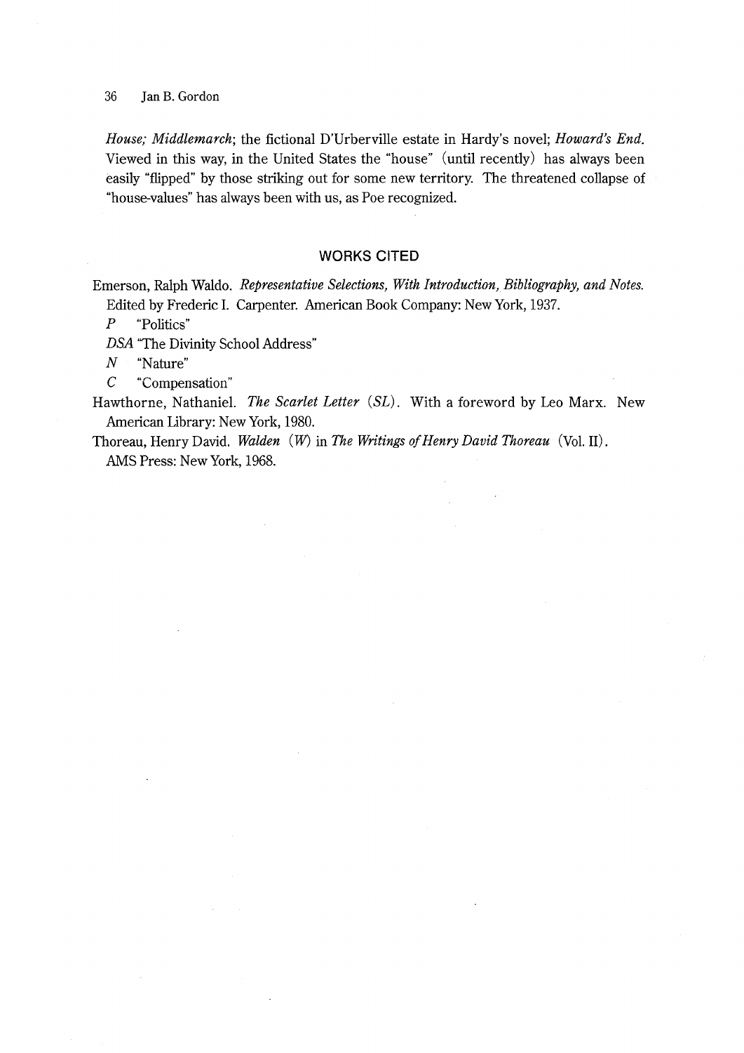*House; Middlemarch*; the fictional D'Urberville estate in Hardy's novel; *Howard's End.* Viewed in this way, in the United States the "house" (until recently) has always been easily "flipped" by those striking out for some new territory. The threatened collapse of "house-values" has always been with us, as Poe recognized.

## WORKS CITED

Emerson, Ralph Waldo. *Representative Selections, With Introduction, Bibliography, and Notes.* Edited by Frederic I. Carpenter. American Book Company: New York, 1937.

*P* "Politics"

*DSA* "The Divinity School Address"

*N* "Nature"

*C* "Compensation"

Hawthorne, Nathaniel. *The Scarlet Letter* (*SL*). With a foreword by Leo Marx. New American Library: New York, 1980.

Thoreau, Henry David. *Walden* (*W*) in *The Writings of Henry David Thoreau* (Vol. II). AMS Press: New York, 1968.